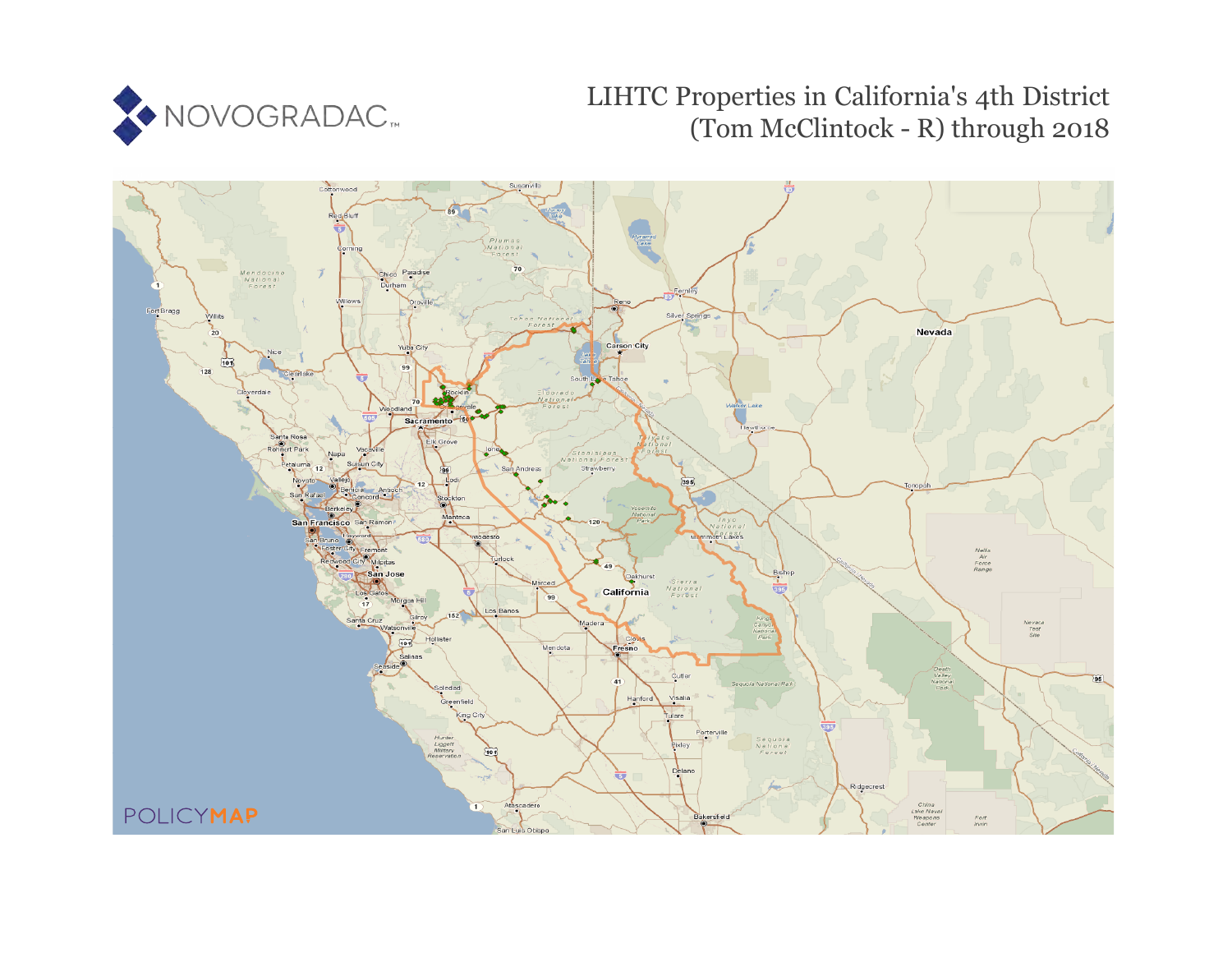NOVOGRADAC

# LIHTC Properties in California's 4th District (Tom McClintock - R) through 2018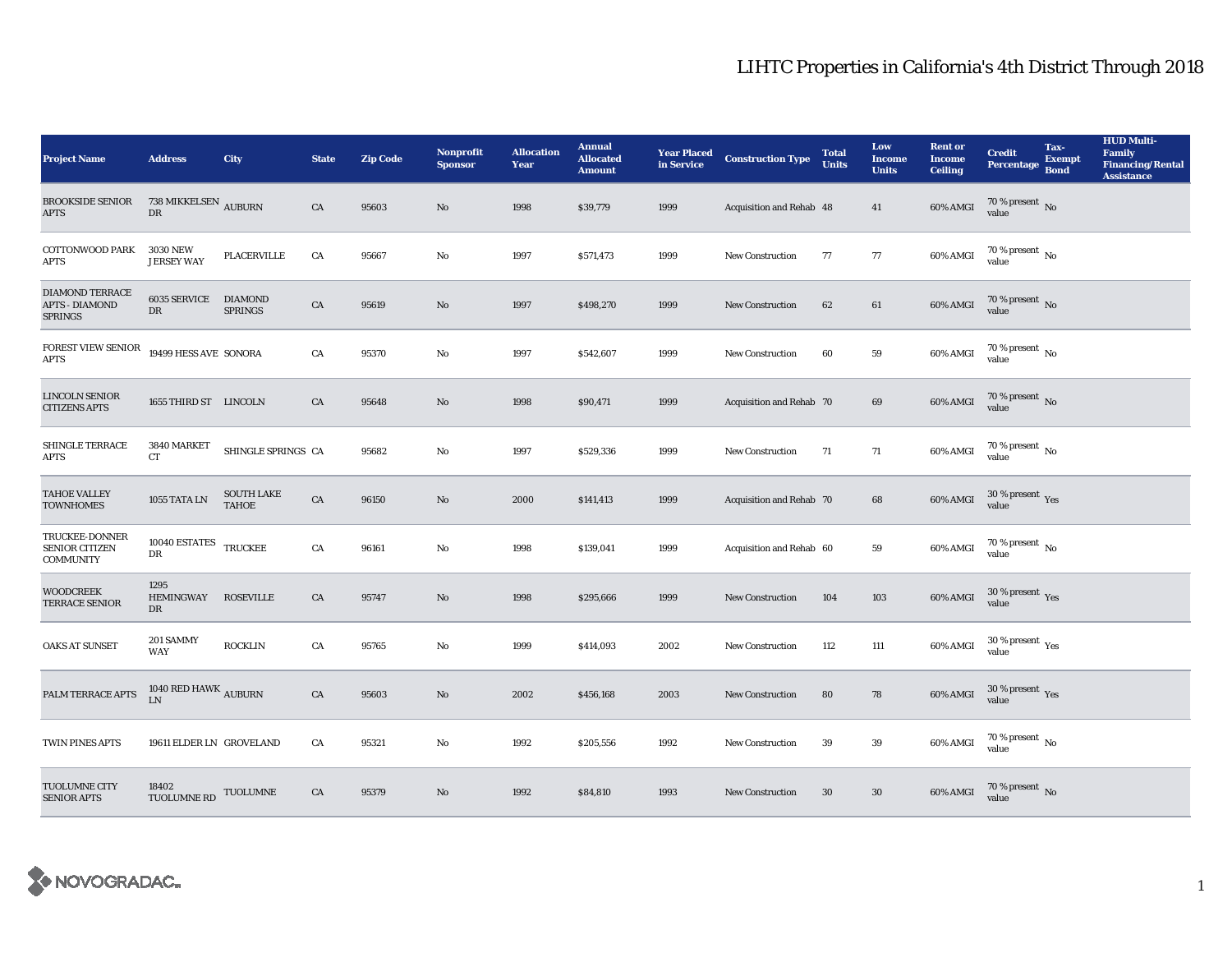# LIHTC Properties in California's 4th District Through 2018

| Project Name | Address | City | State | Zip Code | Nonprofit Sponsor | Allocation Year | Annual Allocated Amount | Year Placed in Service | Construction Type | Total Units | Low Income Units | Rent or Income Ceiling | Credit Percentage | Tax-Exempt Bond | HUD Multi-Family Financing/Rental Assistance |
|---|---|---|---|---|---|---|---|---|---|---|---|---|---|---|---|
| BROOKSIDE SENIOR APTS | 738 MIKKELSEN DR | AUBURN | CA | 95603 | No | 1998 | $39,779 | 1999 | Acquisition and Rehab | 48 | 41 | 60% AMGI | 70 % present value | No | |
| COTTONWOOD PARK APTS | 3030 NEW JERSEY WAY | PLACERVILLE | CA | 95667 | No | 1997 | $571,473 | 1999 | New Construction | 77 | 77 | 60% AMGI | 70 % present value | No | |
| DIAMOND TERRACE APTS - DIAMOND SPRINGS | 6035 SERVICE DR | DIAMOND SPRINGS | CA | 95619 | No | 1997 | $498,270 | 1999 | New Construction | 62 | 61 | 60% AMGI | 70 % present value | No | |
| FOREST VIEW SENIOR APTS | 19499 HESS AVE | SONORA | CA | 95370 | No | 1997 | $542,607 | 1999 | New Construction | 60 | 59 | 60% AMGI | 70 % present value | No | |
| LINCOLN SENIOR CITIZENS APTS | 1655 THIRD ST | LINCOLN | CA | 95648 | No | 1998 | $90,471 | 1999 | Acquisition and Rehab | 70 | 69 | 60% AMGI | 70 % present value | No | |
| SHINGLE TERRACE APTS | 3840 MARKET CT | SHINGLE SPRINGS | CA | 95682 | No | 1997 | $529,336 | 1999 | New Construction | 71 | 71 | 60% AMGI | 70 % present value | No | |
| TAHOE VALLEY TOWNHOMES | 1055 TATA LN | SOUTH LAKE TAHOE | CA | 96150 | No | 2000 | $141,413 | 1999 | Acquisition and Rehab | 70 | 68 | 60% AMGI | 30 % present value | Yes | |
| TRUCKEE-DONNER SENIOR CITIZEN COMMUNITY | 10040 ESTATES DR | TRUCKEE | CA | 96161 | No | 1998 | $139,041 | 1999 | Acquisition and Rehab | 60 | 59 | 60% AMGI | 70 % present value | No | |
| WOODCREEK TERRACE SENIOR | 1295 HEMINGWAY DR | ROSEVILLE | CA | 95747 | No | 1998 | $295,666 | 1999 | New Construction | 104 | 103 | 60% AMGI | 30 % present value | Yes | |
| OAKS AT SUNSET | 201 SAMMY WAY | ROCKLIN | CA | 95765 | No | 1999 | $414,093 | 2002 | New Construction | 112 | 111 | 60% AMGI | 30 % present value | Yes | |
| PALM TERRACE APTS | 1040 RED HAWK LN | AUBURN | CA | 95603 | No | 2002 | $456,168 | 2003 | New Construction | 80 | 78 | 60% AMGI | 30 % present value | Yes | |
| TWIN PINES APTS | 19611 ELDER LN | GROVELAND | CA | 95321 | No | 1992 | $205,556 | 1992 | New Construction | 39 | 39 | 60% AMGI | 70 % present value | No | |
| TUOLUMNE CITY SENIOR APTS | 18402 TUOLUMNE RD | TUOLUMNE | CA | 95379 | No | 1992 | $84,810 | 1993 | New Construction | 30 | 30 | 60% AMGI | 70 % present value | No | |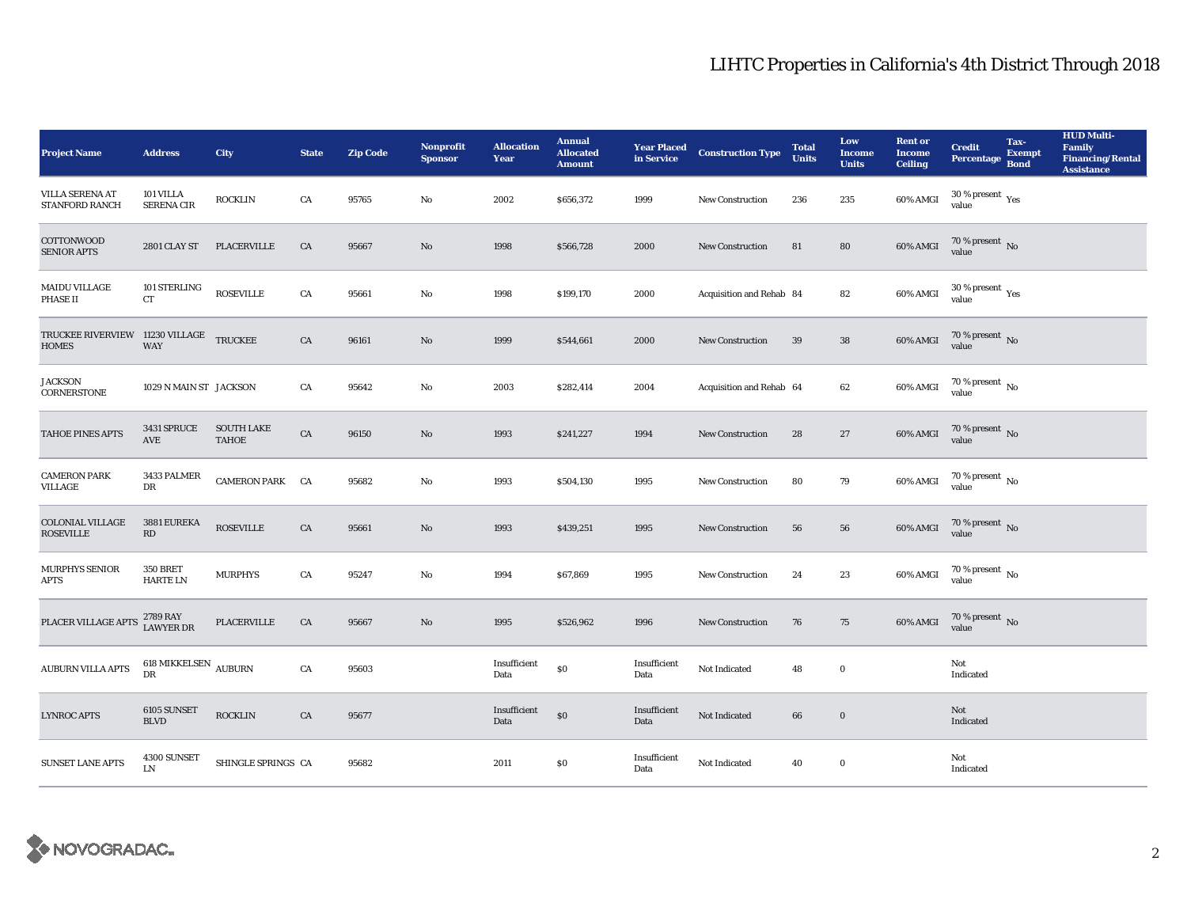# LIHTC Properties in California's 4th District Through 2018

| Project Name | Address | City | State | Zip Code | Nonprofit Sponsor | Allocation Year | Annual Allocated Amount | Year Placed in Service | Construction Type | Total Units | Low Income Units | Rent or Income Ceiling | Credit Percentage | Tax-Exempt Bond | HUD Multi-Family Financing/Rental Assistance |
|---|---|---|---|---|---|---|---|---|---|---|---|---|---|---|---|
| VILLA SERENA AT STANFORD RANCH | 101 VILLA SERENA CIR | ROCKLIN | CA | 95765 | No | 2002 | $656,372 | 1999 | New Construction | 236 | 235 | 60% AMGI | 30 % present value | Yes | |
| COTTONWOOD SENIOR APTS | 2801 CLAY ST | PLACERVILLE | CA | 95667 | No | 1998 | $566,728 | 2000 | New Construction | 81 | 80 | 60% AMGI | 70 % present value | No | |
| MAIDU VILLAGE PHASE II | 101 STERLING CT | ROSEVILLE | CA | 95661 | No | 1998 | $199,170 | 2000 | Acquisition and Rehab | 84 | 82 | 60% AMGI | 30 % present value | Yes | |
| TRUCKEE RIVERVIEW HOMES | 11230 VILLAGE WAY | TRUCKEE | CA | 96161 | No | 1999 | $544,661 | 2000 | New Construction | 39 | 38 | 60% AMGI | 70 % present value | No | |
| JACKSON CORNERSTONE | 1029 N MAIN ST | JACKSON | CA | 95642 | No | 2003 | $282,414 | 2004 | Acquisition and Rehab | 64 | 62 | 60% AMGI | 70 % present value | No | |
| TAHOE PINES APTS | 3431 SPRUCE AVE | SOUTH LAKE TAHOE | CA | 96150 | No | 1993 | $241,227 | 1994 | New Construction | 28 | 27 | 60% AMGI | 70 % present value | No | |
| CAMERON PARK VILLAGE | 3433 PALMER DR | CAMERON PARK | CA | 95682 | No | 1993 | $504,130 | 1995 | New Construction | 80 | 79 | 60% AMGI | 70 % present value | No | |
| COLONIAL VILLAGE ROSEVILLE | 3881 EUREKA RD | ROSEVILLE | CA | 95661 | No | 1993 | $439,251 | 1995 | New Construction | 56 | 56 | 60% AMGI | 70 % present value | No | |
| MURPHYS SENIOR APTS | 350 BRET HARTE LN | MURPHYS | CA | 95247 | No | 1994 | $67,869 | 1995 | New Construction | 24 | 23 | 60% AMGI | 70 % present value | No | |
| PLACER VILLAGE APTS | 2789 RAY LAWYER DR | PLACERVILLE | CA | 95667 | No | 1995 | $526,962 | 1996 | New Construction | 76 | 75 | 60% AMGI | 70 % present value | No | |
| AUBURN VILLA APTS | 618 MIKKELSEN DR | AUBURN | CA | 95603 | | Insufficient Data | $0 | Insufficient Data | Not Indicated | 48 | 0 | | Not Indicated | | |
| LYNROC APTS | 6105 SUNSET BLVD | ROCKLIN | CA | 95677 | | Insufficient Data | $0 | Insufficient Data | Not Indicated | 66 | 0 | | Not Indicated | | |
| SUNSET LANE APTS | 4300 SUNSET LN | SHINGLE SPRINGS | CA | 95682 | | 2011 | $0 | Insufficient Data | Not Indicated | 40 | 0 | | Not Indicated | | |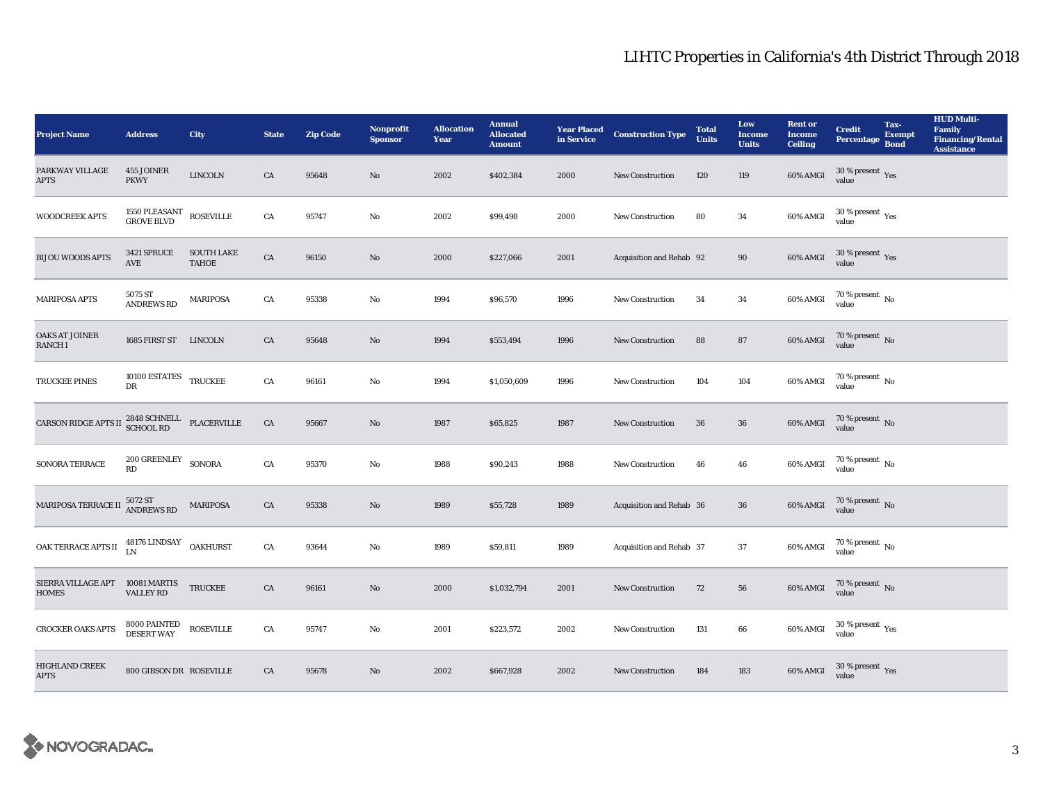# LIHTC Properties in California's 4th District Through 2018

| Project Name | Address | City | State | Zip Code | Nonprofit Sponsor | Allocation Year | Annual Allocated Amount | Year Placed in Service | Construction Type | Total Units | Low Income Units | Rent or Income Ceiling | Credit Percentage | Tax-Exempt Bond | HUD Multi-Family Financing/Rental Assistance |
|---|---|---|---|---|---|---|---|---|---|---|---|---|---|---|---|
| PARKWAY VILLAGE APTS | 455 JOINER PKWY | LINCOLN | CA | 95648 | No | 2002 | $402,384 | 2000 | New Construction | 120 | 119 | 60% AMGI | 30 % present value | Yes | |
| WOODCREEK APTS | 1550 PLEASANT GROVE BLVD | ROSEVILLE | CA | 95747 | No | 2002 | $99,498 | 2000 | New Construction | 80 | 34 | 60% AMGI | 30 % present value | Yes | |
| BIJOU WOODS APTS | 3421 SPRUCE AVE | SOUTH LAKE TAHOE | CA | 96150 | No | 2000 | $227,066 | 2001 | Acquisition and Rehab | 92 | 90 | 60% AMGI | 30 % present value | Yes | |
| MARIPOSA APTS | 5075 ST ANDREWS RD | MARIPOSA | CA | 95338 | No | 1994 | $96,570 | 1996 | New Construction | 34 | 34 | 60% AMGI | 70 % present value | No | |
| OAKS AT JOINER RANCH I | 1685 FIRST ST | LINCOLN | CA | 95648 | No | 1994 | $553,494 | 1996 | New Construction | 88 | 87 | 60% AMGI | 70 % present value | No | |
| TRUCKEE PINES | 10100 ESTATES DR | TRUCKEE | CA | 96161 | No | 1994 | $1,050,609 | 1996 | New Construction | 104 | 104 | 60% AMGI | 70 % present value | No | |
| CARSON RIDGE APTS II | 2848 SCHNELL SCHOOL RD | PLACERVILLE | CA | 95667 | No | 1987 | $65,825 | 1987 | New Construction | 36 | 36 | 60% AMGI | 70 % present value | No | |
| SONORA TERRACE | 200 GREENLEY RD | SONORA | CA | 95370 | No | 1988 | $90,243 | 1988 | New Construction | 46 | 46 | 60% AMGI | 70 % present value | No | |
| MARIPOSA TERRACE II | 5072 ST ANDREWS RD | MARIPOSA | CA | 95338 | No | 1989 | $55,728 | 1989 | Acquisition and Rehab | 36 | 36 | 60% AMGI | 70 % present value | No | |
| OAK TERRACE APTS II | 48176 LINDSAY LN | OAKHURST | CA | 93644 | No | 1989 | $59,811 | 1989 | Acquisition and Rehab | 37 | 37 | 60% AMGI | 70 % present value | No | |
| SIERRA VILLAGE APT HOMES | 10081 MARTIS VALLEY RD | TRUCKEE | CA | 96161 | No | 2000 | $1,032,794 | 2001 | New Construction | 72 | 56 | 60% AMGI | 70 % present value | No | |
| CROCKER OAKS APTS | 8000 PAINTED DESERT WAY | ROSEVILLE | CA | 95747 | No | 2001 | $223,572 | 2002 | New Construction | 131 | 66 | 60% AMGI | 30 % present value | Yes | |
| HIGHLAND CREEK APTS | 800 GIBSON DR | ROSEVILLE | CA | 95678 | No | 2002 | $667,928 | 2002 | New Construction | 184 | 183 | 60% AMGI | 30 % present value | Yes | |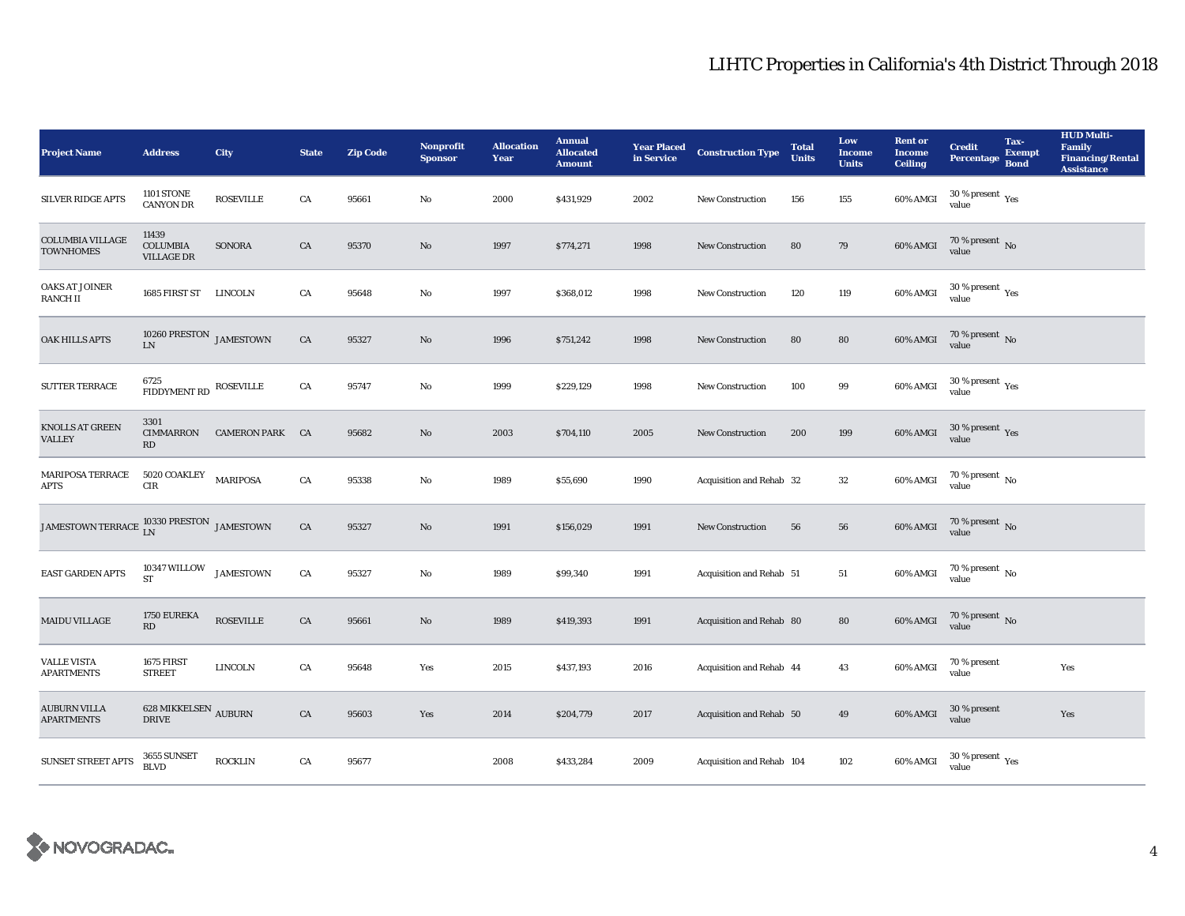# LIHTC Properties in California's 4th District Through 2018

| Project Name | Address | City | State | Zip Code | Nonprofit Sponsor | Allocation Year | Annual Allocated Amount | Year Placed in Service | Construction Type | Total Units | Low Income Units | Rent or Income Ceiling | Credit Percentage | Tax-Exempt Bond | HUD Multi-Family Financing/Rental Assistance |
|---|---|---|---|---|---|---|---|---|---|---|---|---|---|---|---|
| SILVER RIDGE APTS | 1101 STONE CANYON DR | ROSEVILLE | CA | 95661 | No | 2000 | $431,929 | 2002 | New Construction | 156 | 155 | 60% AMGI | 30 % present value | Yes | |
| COLUMBIA VILLAGE TOWNHOMES | 11439 COLUMBIA VILLAGE DR | SONORA | CA | 95370 | No | 1997 | $774,271 | 1998 | New Construction | 80 | 79 | 60% AMGI | 70 % present value | No | |
| OAKS AT JOINER RANCH II | 1685 FIRST ST | LINCOLN | CA | 95648 | No | 1997 | $368,012 | 1998 | New Construction | 120 | 119 | 60% AMGI | 30 % present value | Yes | |
| OAK HILLS APTS | 10260 PRESTON LN | JAMESTOWN | CA | 95327 | No | 1996 | $751,242 | 1998 | New Construction | 80 | 80 | 60% AMGI | 70 % present value | No | |
| SUTTER TERRACE | 6725 FIDDYMENT RD | ROSEVILLE | CA | 95747 | No | 1999 | $229,129 | 1998 | New Construction | 100 | 99 | 60% AMGI | 30 % present value | Yes | |
| KNOLLS AT GREEN VALLEY | 3301 CIMMARRON RD | CAMERON PARK | CA | 95682 | No | 2003 | $704,110 | 2005 | New Construction | 200 | 199 | 60% AMGI | 30 % present value | Yes | |
| MARIPOSA TERRACE APTS | 5020 COAKLEY CIR | MARIPOSA | CA | 95338 | No | 1989 | $55,690 | 1990 | Acquisition and Rehab | 32 | 32 | 60% AMGI | 70 % present value | No | |
| JAMESTOWN TERRACE | 10330 PRESTON LN | JAMESTOWN | CA | 95327 | No | 1991 | $156,029 | 1991 | New Construction | 56 | 56 | 60% AMGI | 70 % present value | No | |
| EAST GARDEN APTS | 10347 WILLOW ST | JAMESTOWN | CA | 95327 | No | 1989 | $99,340 | 1991 | Acquisition and Rehab | 51 | 51 | 60% AMGI | 70 % present value | No | |
| MAIDU VILLAGE | 1750 EUREKA RD | ROSEVILLE | CA | 95661 | No | 1989 | $419,393 | 1991 | Acquisition and Rehab | 80 | 80 | 60% AMGI | 70 % present value | No | |
| VALLE VISTA APARTMENTS | 1675 FIRST STREET | LINCOLN | CA | 95648 | Yes | 2015 | $437,193 | 2016 | Acquisition and Rehab | 44 | 43 | 60% AMGI | 70 % present value | | Yes |
| AUBURN VILLA APARTMENTS | 628 MIKKELSEN DRIVE | AUBURN | CA | 95603 | Yes | 2014 | $204,779 | 2017 | Acquisition and Rehab | 50 | 49 | 60% AMGI | 30 % present value | | Yes |
| SUNSET STREET APTS | 3655 SUNSET BLVD | ROCKLIN | CA | 95677 | | 2008 | $433,284 | 2009 | Acquisition and Rehab | 104 | 102 | 60% AMGI | 30 % present value | Yes | |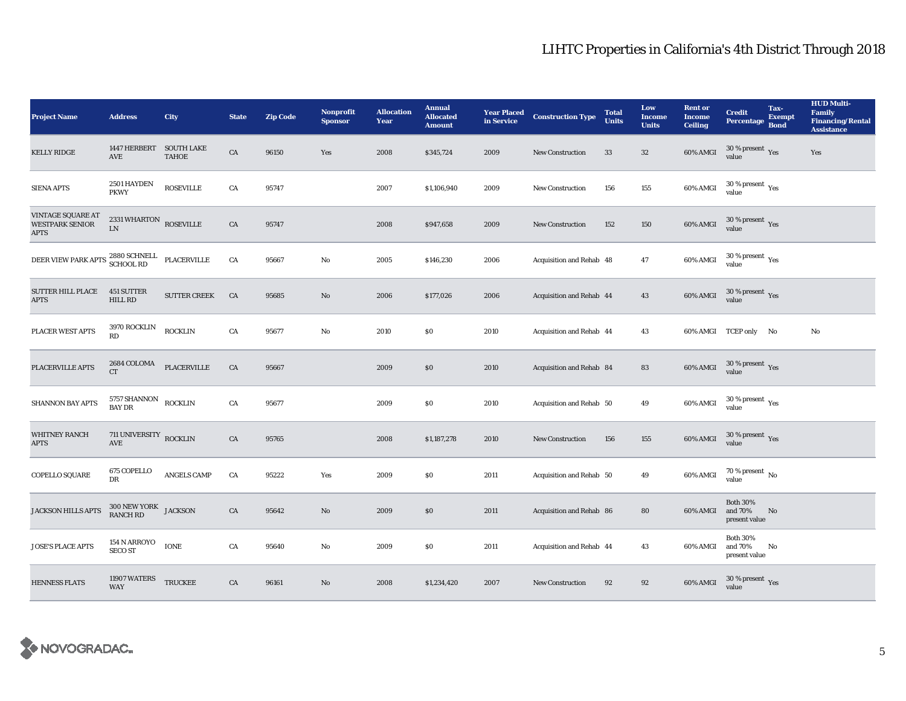# LIHTC Properties in California's 4th District Through 2018

| Project Name | Address | City | State | Zip Code | Nonprofit Sponsor | Allocation Year | Annual Allocated Amount | Year Placed in Service | Construction Type | Total Units | Low Income Units | Rent or Income Ceiling | Credit Percentage | Tax-Exempt Bond | HUD Multi-Family Financing/Rental Assistance |
|---|---|---|---|---|---|---|---|---|---|---|---|---|---|---|---|
| KELLY RIDGE | 1447 HERBERT AVE | SOUTH LAKE TAHOE | CA | 96150 | Yes | 2008 | $345,724 | 2009 | New Construction | 33 | 32 | 60% AMGI | 30 % present value | Yes | Yes |
| SIENA APTS | 2501 HAYDEN PKWY | ROSEVILLE | CA | 95747 | | 2007 | $1,106,940 | 2009 | New Construction | 156 | 155 | 60% AMGI | 30 % present value | Yes | |
| VINTAGE SQUARE AT WESTPARK SENIOR APTS | 2331 WHARTON LN | ROSEVILLE | CA | 95747 | | 2008 | $947,658 | 2009 | New Construction | 152 | 150 | 60% AMGI | 30 % present value | Yes | |
| DEER VIEW PARK APTS | 2880 SCHNELL SCHOOL RD | PLACERVILLE | CA | 95667 | No | 2005 | $146,230 | 2006 | Acquisition and Rehab | 48 | 47 | 60% AMGI | 30 % present value | Yes | |
| SUTTER HILL PLACE APTS | 451 SUTTER HILL RD | SUTTER CREEK | CA | 95685 | No | 2006 | $177,026 | 2006 | Acquisition and Rehab | 44 | 43 | 60% AMGI | 30 % present value | Yes | |
| PLACER WEST APTS | 3970 ROCKLIN RD | ROCKLIN | CA | 95677 | No | 2010 | $0 | 2010 | Acquisition and Rehab | 44 | 43 | 60% AMGI | TCEP only | No | No |
| PLACERVILLE APTS | 2684 COLOMA CT | PLACERVILLE | CA | 95667 | | 2009 | $0 | 2010 | Acquisition and Rehab | 84 | 83 | 60% AMGI | 30 % present value | Yes | |
| SHANNON BAY APTS | 5757 SHANNON BAY DR | ROCKLIN | CA | 95677 | | 2009 | $0 | 2010 | Acquisition and Rehab | 50 | 49 | 60% AMGI | 30 % present value | Yes | |
| WHITNEY RANCH APTS | 711 UNIVERSITY AVE | ROCKLIN | CA | 95765 | | 2008 | $1,187,278 | 2010 | New Construction | 156 | 155 | 60% AMGI | 30 % present value | Yes | |
| COPELLO SQUARE | 675 COPELLO DR | ANGELS CAMP | CA | 95222 | Yes | 2009 | $0 | 2011 | Acquisition and Rehab | 50 | 49 | 60% AMGI | 70 % present value | No | |
| JACKSON HILLS APTS | 300 NEW YORK RANCH RD | JACKSON | CA | 95642 | No | 2009 | $0 | 2011 | Acquisition and Rehab | 86 | 80 | 60% AMGI | Both 30% and 70% present value | No | |
| JOSE'S PLACE APTS | 154 N ARROYO SECO ST | IONE | CA | 95640 | No | 2009 | $0 | 2011 | Acquisition and Rehab | 44 | 43 | 60% AMGI | Both 30% and 70% present value | No | |
| HENNESS FLATS | 11907 WATERS WAY | TRUCKEE | CA | 96161 | No | 2008 | $1,234,420 | 2007 | New Construction | 92 | 92 | 60% AMGI | 30 % present value | Yes | |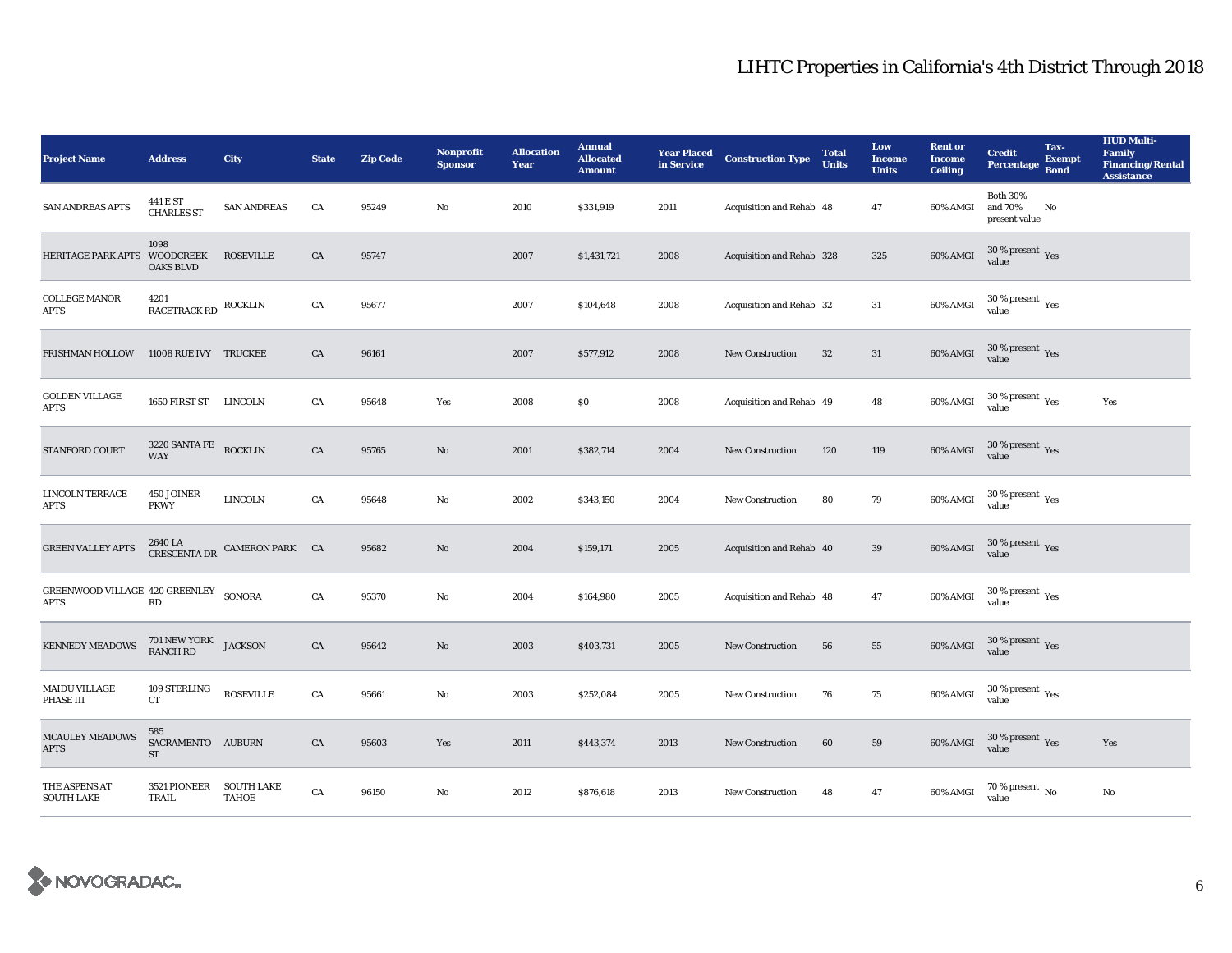# LIHTC Properties in California's 4th District Through 2018

| Project Name | Address | City | State | Zip Code | Nonprofit Sponsor | Allocation Year | Annual Allocated Amount | Year Placed in Service | Construction Type | Total Units | Low Income Units | Rent or Income Ceiling | Credit Percentage | Tax-Exempt Bond | HUD Multi-Family Financing/Rental Assistance |
|---|---|---|---|---|---|---|---|---|---|---|---|---|---|---|---|
| SAN ANDREAS APTS | 441 E ST CHARLES ST | SAN ANDREAS | CA | 95249 | No | 2010 | $331,919 | 2011 | Acquisition and Rehab | 48 | 47 | 60% AMGI | Both 30% and 70% present value | No | |
| HERITAGE PARK APTS | 1098 WOODCREEK OAKS BLVD | ROSEVILLE | CA | 95747 | | 2007 | $1,431,721 | 2008 | Acquisition and Rehab | 328 | 325 | 60% AMGI | 30 % present value | Yes | |
| COLLEGE MANOR APTS | 4201 RACETRACK RD | ROCKLIN | CA | 95677 | | 2007 | $104,648 | 2008 | Acquisition and Rehab | 32 | 31 | 60% AMGI | 30 % present value | Yes | |
| FRISHMAN HOLLOW | 11008 RUE IVY | TRUCKEE | CA | 96161 | | 2007 | $577,912 | 2008 | New Construction | 32 | 31 | 60% AMGI | 30 % present value | Yes | |
| GOLDEN VILLAGE APTS | 1650 FIRST ST | LINCOLN | CA | 95648 | Yes | 2008 | $0 | 2008 | Acquisition and Rehab | 49 | 48 | 60% AMGI | 30 % present value | Yes | Yes |
| STANFORD COURT | 3220 SANTA FE WAY | ROCKLIN | CA | 95765 | No | 2001 | $382,714 | 2004 | New Construction | 120 | 119 | 60% AMGI | 30 % present value | Yes | |
| LINCOLN TERRACE APTS | 450 JOINER PKWY | LINCOLN | CA | 95648 | No | 2002 | $343,150 | 2004 | New Construction | 80 | 79 | 60% AMGI | 30 % present value | Yes | |
| GREEN VALLEY APTS | 2640 LA CRESCENTA DR | CAMERON PARK | CA | 95682 | No | 2004 | $159,171 | 2005 | Acquisition and Rehab | 40 | 39 | 60% AMGI | 30 % present value | Yes | |
| GREENWOOD VILLAGE APTS | 420 GREENLEY RD | SONORA | CA | 95370 | No | 2004 | $164,980 | 2005 | Acquisition and Rehab | 48 | 47 | 60% AMGI | 30 % present value | Yes | |
| KENNEDY MEADOWS | 701 NEW YORK RANCH RD | JACKSON | CA | 95642 | No | 2003 | $403,731 | 2005 | New Construction | 56 | 55 | 60% AMGI | 30 % present value | Yes | |
| MAIDU VILLAGE PHASE III | 109 STERLING CT | ROSEVILLE | CA | 95661 | No | 2003 | $252,084 | 2005 | New Construction | 76 | 75 | 60% AMGI | 30 % present value | Yes | |
| MCAULEY MEADOWS APTS | 585 SACRAMENTO ST | AUBURN | CA | 95603 | Yes | 2011 | $443,374 | 2013 | New Construction | 60 | 59 | 60% AMGI | 30 % present value | Yes | Yes |
| THE ASPENS AT SOUTH LAKE | 3521 PIONEER TRAIL | SOUTH LAKE TAHOE | CA | 96150 | No | 2012 | $876,618 | 2013 | New Construction | 48 | 47 | 60% AMGI | 70 % present value | No | No |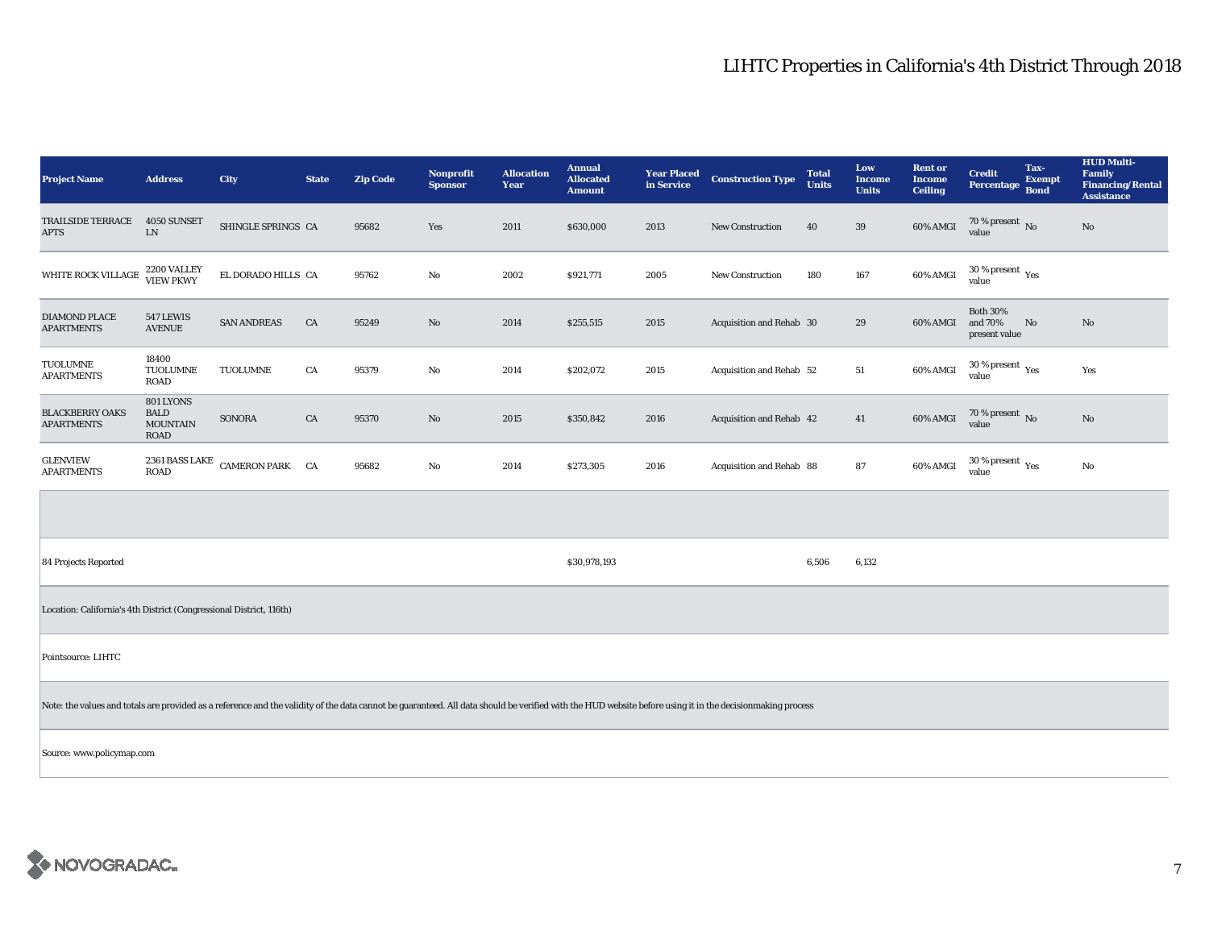# LIHTC Properties in California's 4th District Through 2018

| Project Name | Address | City | State | Zip Code | Nonprofit Sponsor | Allocation Year | Annual Allocated Amount | Year Placed in Service | Construction Type | Total Units | Low Income Units | Rent or Income Ceiling | Credit Percentage | Tax-Exempt Bond | HUD Multi-Family Financing/Rental Assistance |
|---|---|---|---|---|---|---|---|---|---|---|---|---|---|---|---|
| TRAILSIDE TERRACE APTS | 4050 SUNSET LN | SHINGLE SPRINGS | CA | 95682 | Yes | 2011 | $630,000 | 2013 | New Construction | 40 | 39 | 60% AMGI | 70 % present value | No | No |
| WHITE ROCK VILLAGE | 2200 VALLEY VIEW PKWY | EL DORADO HILLS | CA | 95762 | No | 2002 | $921,771 | 2005 | New Construction | 180 | 167 | 60% AMGI | 30 % present value | Yes | |
| DIAMOND PLACE APARTMENTS | 547 LEWIS AVENUE | SAN ANDREAS | CA | 95249 | No | 2014 | $255,515 | 2015 | Acquisition and Rehab | 30 | 29 | 60% AMGI | Both 30% and 70% present value | No | No |
| TUOLUMNE APARTMENTS | 18400 TUOLUMNE ROAD | TUOLUMNE | CA | 95379 | No | 2014 | $202,072 | 2015 | Acquisition and Rehab | 52 | 51 | 60% AMGI | 30 % present value | Yes | Yes |
| BLACKBERRY OAKS APARTMENTS | 801 LYONS BALD MOUNTAIN ROAD | SONORA | CA | 95370 | No | 2015 | $350,842 | 2016 | Acquisition and Rehab | 42 | 41 | 60% AMGI | 70 % present value | No | No |
| GLENVIEW APARTMENTS | 2361 BASS LAKE ROAD | CAMERON PARK | CA | 95682 | No | 2014 | $273,305 | 2016 | Acquisition and Rehab | 88 | 87 | 60% AMGI | 30 % present value | Yes | No |
| | | | | | | | | | | | | | | | |
| 84 Projects Reported | | | | | | | $30,978,193 | | | 6,506 | 6,132 | | | | |

Location: California's 4th District (Congressional District, 116th)

Pointsource: LIHTC

Note: the values and totals are provided as a reference and the validity of the data cannot be guaranteed. All data should be verified with the HUD website before using it in the decisionmaking process

Source: www.policymap.com